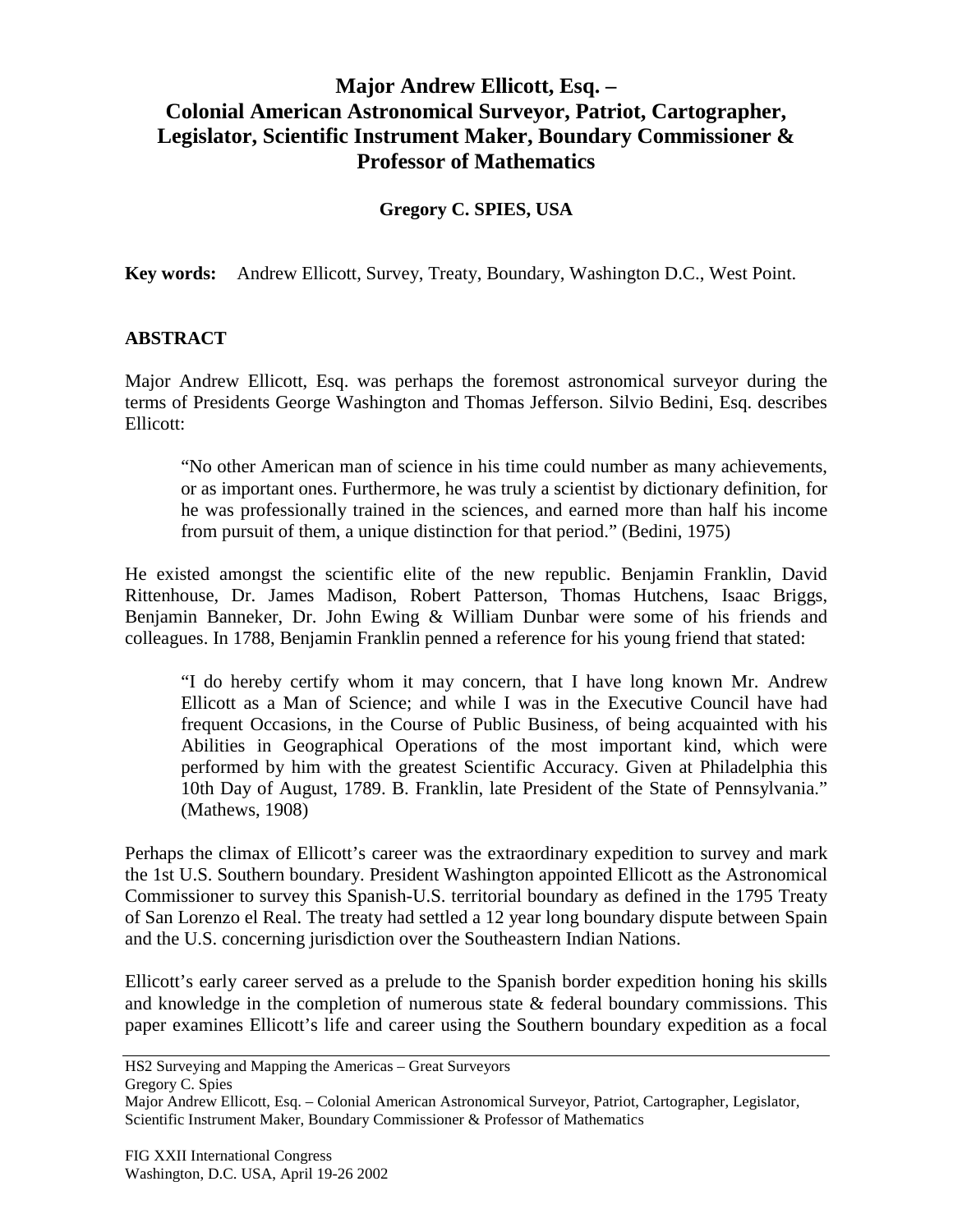# Major Andrew Ellicott, Esq. – Colonial American Astronomical Surveyor, Patriot, Cartographer, Legislator, Scientific Instrument Maker, Boundary Commissioner & Professor of Mathematics

**Gregory C. SPIES, USA**

**Key words:** Andrew Ellicott, Survey, Treaty, Boundary, Washington D.C., West Point.

## ABSTRACT

Major Andrew Ellicott, Esq. was perhaps the foremost astronomical surveyor during the terms of Presidents George Washington and Thomas Jefferson. Silvio Bedini, Esq. describes Ellicott:

> "No other American man of science in his time could number as many achievements, or as important ones. Furthermore, he was truly a scientist by dictionary definition, for he was professionally trained in the sciences, and earned more than half his income from pursuit of them, a unique distinction for that period." (Bedini, 1975)

He existed amongst the scientific elite of the new republic. Benjamin Franklin, David Rittenhouse, Dr. James Madison, Robert Patterson, Thomas Hutchens, Isaac Briggs, Benjamin Banneker, Dr. John Ewing & William Dunbar were some of his friends and colleagues. In 1788, Benjamin Franklin penned a reference for his young friend that stated:

> "I do hereby certify whom it may concern, that I have long known Mr. Andrew Ellicott as a Man of Science; and while I was in the Executive Council have had frequent Occasions, in the Course of Public Business, of being acquainted with his Abilities in Geographical Operations of the most important kind, which were performed by him with the greatest Scientific Accuracy. Given at Philadelphia this 10th Day of August, 1789. B. Franklin, late President of the State of Pennsylvania." (Mathews, 1908)

Perhaps the climax of Ellicott's career was the extraordinary expedition to survey and mark the 1st U.S. Southern boundary. President Washington appointed Ellicott as the Astronomical Commissioner to survey this Spanish-U.S. territorial boundary as defined in the 1795 Treaty of San Lorenzo el Real. The treaty had settled a 12 year long boundary dispute between Spain and the U.S. concerning jurisdiction over the Southeastern Indian Nations.

Ellicott's early career served as a prelude to the Spanish border expedition honing his skills and knowledge in the completion of numerous state & federal boundary commissions. This paper examines Ellicott's life and career using the Southern boundary expedition as a focal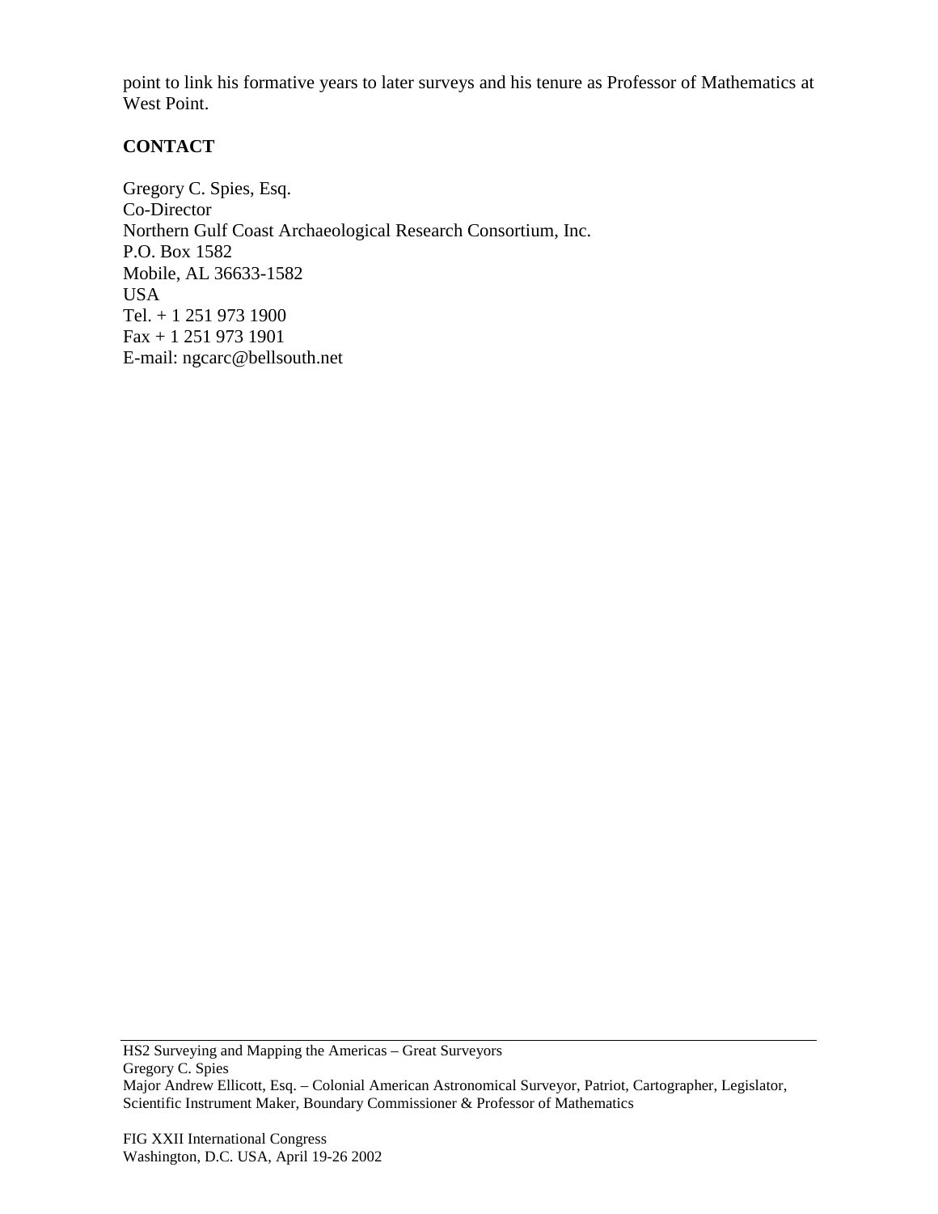point to link his formative years to later surveys and his tenure as Professor of Mathematics at West Point.

## CONTACT

Gregory C. Spies, Esq.
Co-Director
Northern Gulf Coast Archaeological Research Consortium, Inc.
P.O. Box 1582
Mobile, AL 36633-1582
USA
Tel. + 1 251 973 1900
Fax + 1 251 973 1901
E-mail: ngcarc@bellsouth.net